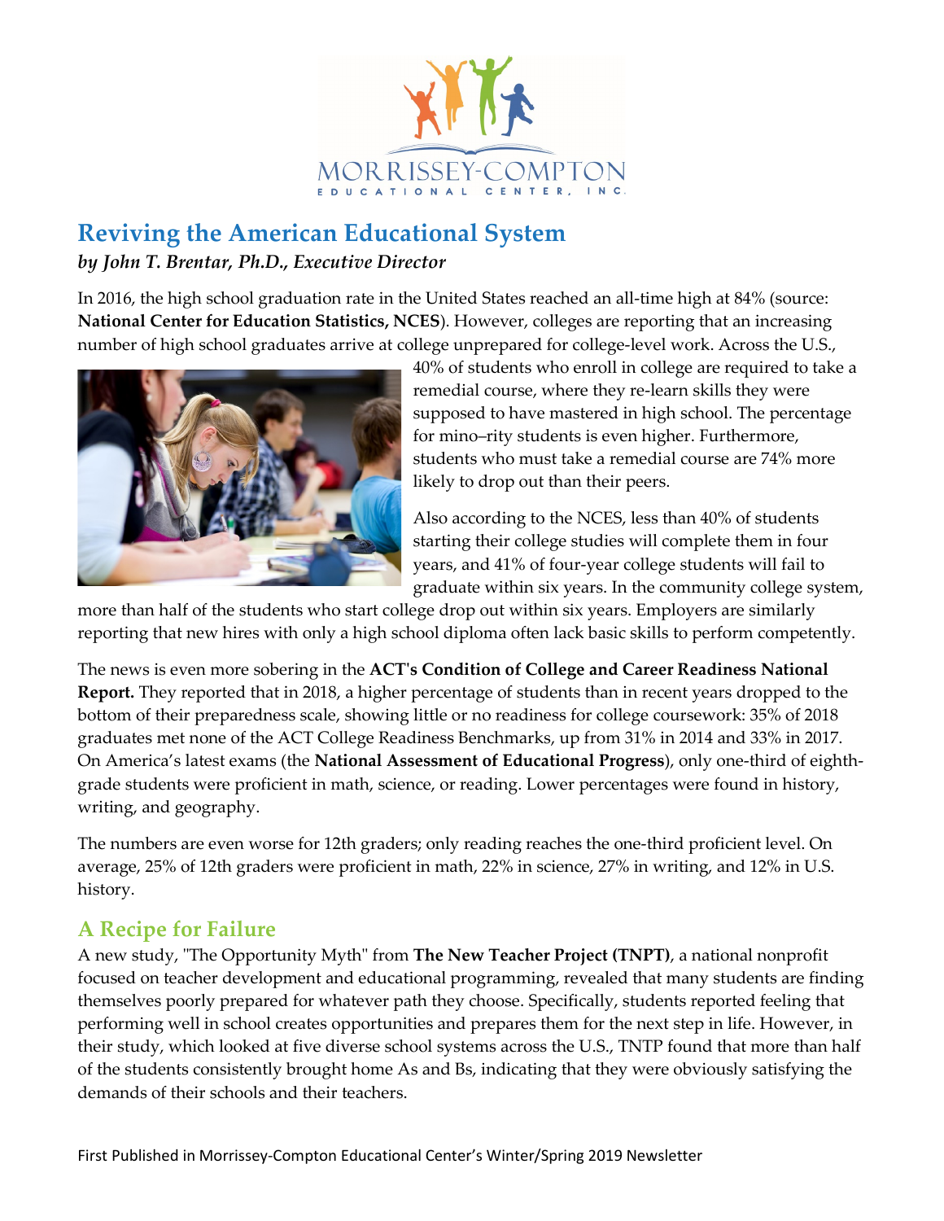# Reviving the American Educational System

***by John T. Brentar, Ph.D., Executive Director***

In 2016, the high school graduation rate in the United States reached an all-time high at 84% (source: **National Center for Education Statistics, NCES**). However, colleges are reporting that an increasing number of high school graduates arrive at college unprepared for college-level work. Across the U.S., 40% of students who enroll in college are required to take a remedial course, where they re-learn skills they were supposed to have mastered in high school. The percentage for mino–rity students is even higher. Furthermore, students who must take a remedial course are 74% more likely to drop out than their peers.

Also according to the NCES, less than 40% of students starting their college studies will complete them in four years, and 41% of four-year college students will fail to graduate within six years. In the community college system, more than half of the students who start college drop out within six years. Employers are similarly reporting that new hires with only a high school diploma often lack basic skills to perform competently.

The news is even more sobering in the **ACT's Condition of College and Career Readiness National Report.** They reported that in 2018, a higher percentage of students than in recent years dropped to the bottom of their preparedness scale, showing little or no readiness for college coursework: 35% of 2018 graduates met none of the ACT College Readiness Benchmarks, up from 31% in 2014 and 33% in 2017. On America's latest exams (the **National Assessment of Educational Progress**), only one-third of eighth-grade students were proficient in math, science, or reading. Lower percentages were found in history, writing, and geography.

The numbers are even worse for 12th graders; only reading reaches the one-third proficient level. On average, 25% of 12th graders were proficient in math, 22% in science, 27% in writing, and 12% in U.S. history.

## A Recipe for Failure

A new study, "The Opportunity Myth" from **The New Teacher Project (TNPT)**, a national nonprofit focused on teacher development and educational programming, revealed that many students are finding themselves poorly prepared for whatever path they choose. Specifically, students reported feeling that performing well in school creates opportunities and prepares them for the next step in life. However, in their study, which looked at five diverse school systems across the U.S., TNTP found that more than half of the students consistently brought home As and Bs, indicating that they were obviously satisfying the demands of their schools and their teachers.

First Published in Morrissey-Compton Educational Center's Winter/Spring 2019 Newsletter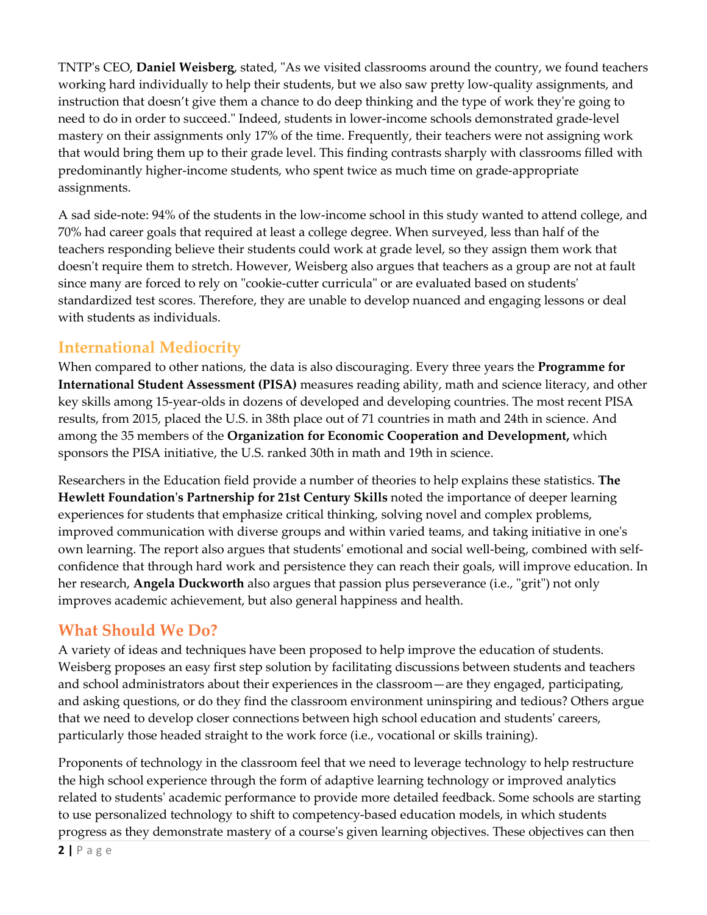TNTP's CEO, **Daniel Weisberg**, stated, "As we visited classrooms around the country, we found teachers working hard individually to help their students, but we also saw pretty low-quality assignments, and instruction that doesn't give them a chance to do deep thinking and the type of work they're going to need to do in order to succeed." Indeed, students in lower-income schools demonstrated grade-level mastery on their assignments only 17% of the time. Frequently, their teachers were not assigning work that would bring them up to their grade level. This finding contrasts sharply with classrooms filled with predominantly higher-income students, who spent twice as much time on grade-appropriate assignments.

A sad side-note: 94% of the students in the low-income school in this study wanted to attend college, and 70% had career goals that required at least a college degree. When surveyed, less than half of the teachers responding believe their students could work at grade level, so they assign them work that doesn't require them to stretch. However, Weisberg also argues that teachers as a group are not at fault since many are forced to rely on "cookie-cutter curricula" or are evaluated based on students' standardized test scores. Therefore, they are unable to develop nuanced and engaging lessons or deal with students as individuals.

## International Mediocrity

When compared to other nations, the data is also discouraging. Every three years the **Programme for International Student Assessment (PISA)** measures reading ability, math and science literacy, and other key skills among 15-year-olds in dozens of developed and developing countries. The most recent PISA results, from 2015, placed the U.S. in 38th place out of 71 countries in math and 24th in science. And among the 35 members of the **Organization for Economic Cooperation and Development,** which sponsors the PISA initiative, the U.S. ranked 30th in math and 19th in science.

Researchers in the Education field provide a number of theories to help explains these statistics. **The Hewlett Foundation's Partnership for 21st Century Skills** noted the importance of deeper learning experiences for students that emphasize critical thinking, solving novel and complex problems, improved communication with diverse groups and within varied teams, and taking initiative in one's own learning. The report also argues that students' emotional and social well-being, combined with self-confidence that through hard work and persistence they can reach their goals, will improve education. In her research, **Angela Duckworth** also argues that passion plus perseverance (i.e., "grit") not only improves academic achievement, but also general happiness and health.

## What Should We Do?

A variety of ideas and techniques have been proposed to help improve the education of students. Weisberg proposes an easy first step solution by facilitating discussions between students and teachers and school administrators about their experiences in the classroom—are they engaged, participating, and asking questions, or do they find the classroom environment uninspiring and tedious? Others argue that we need to develop closer connections between high school education and students' careers, particularly those headed straight to the work force (i.e., vocational or skills training).

Proponents of technology in the classroom feel that we need to leverage technology to help restructure the high school experience through the form of adaptive learning technology or improved analytics related to students' academic performance to provide more detailed feedback. Some schools are starting to use personalized technology to shift to competency-based education models, in which students progress as they demonstrate mastery of a course's given learning objectives. These objectives can then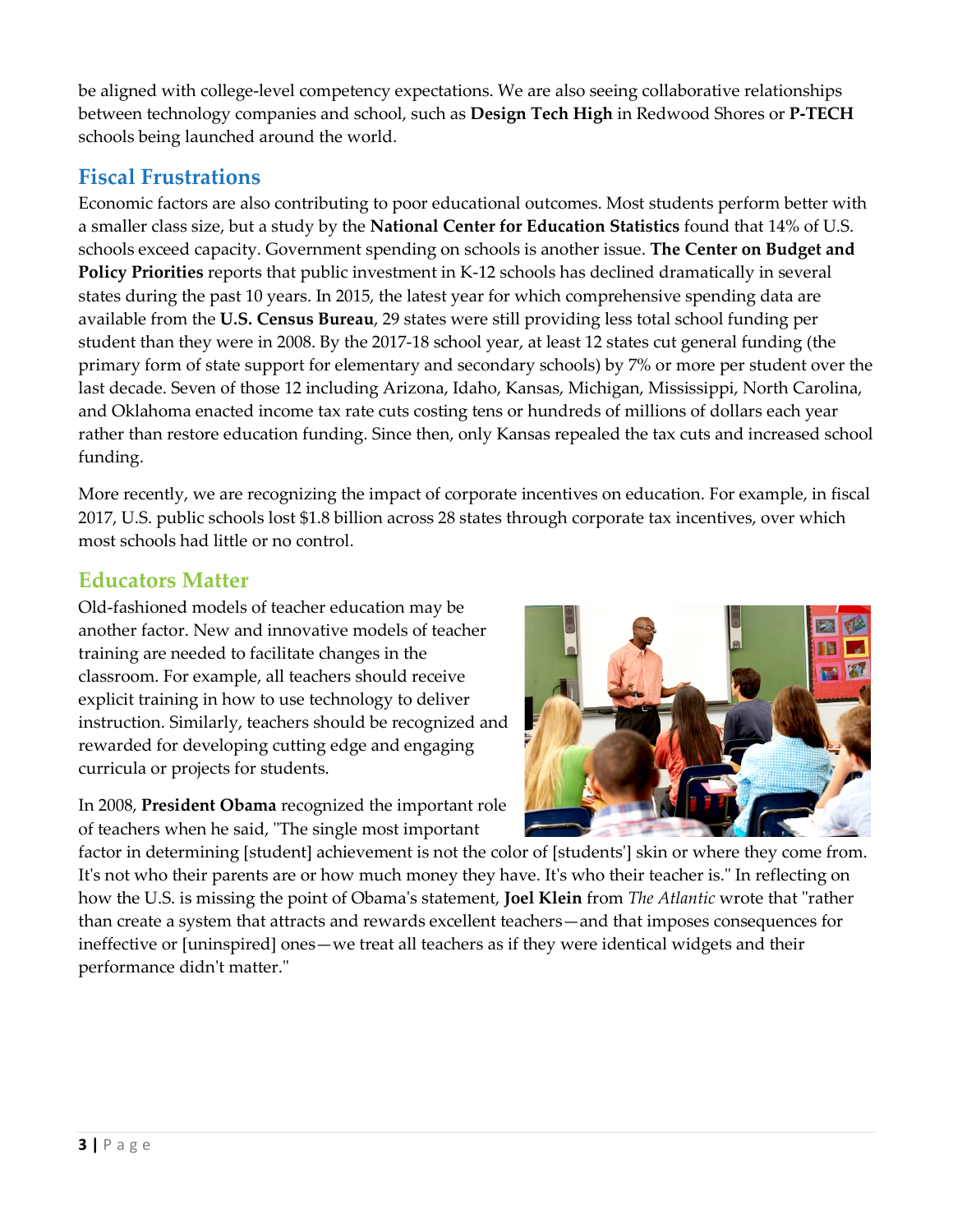be aligned with college-level competency expectations. We are also seeing collaborative relationships between technology companies and school, such as **Design Tech High** in Redwood Shores or **P-TECH** schools being launched around the world.

## Fiscal Frustrations

Economic factors are also contributing to poor educational outcomes. Most students perform better with a smaller class size, but a study by the **National Center for Education Statistics** found that 14% of U.S. schools exceed capacity. Government spending on schools is another issue. **The Center on Budget and Policy Priorities** reports that public investment in K-12 schools has declined dramatically in several states during the past 10 years. In 2015, the latest year for which comprehensive spending data are available from the **U.S. Census Bureau**, 29 states were still providing less total school funding per student than they were in 2008. By the 2017-18 school year, at least 12 states cut general funding (the primary form of state support for elementary and secondary schools) by 7% or more per student over the last decade. Seven of those 12 including Arizona, Idaho, Kansas, Michigan, Mississippi, North Carolina, and Oklahoma enacted income tax rate cuts costing tens or hundreds of millions of dollars each year rather than restore education funding. Since then, only Kansas repealed the tax cuts and increased school funding.

More recently, we are recognizing the impact of corporate incentives on education. For example, in fiscal 2017, U.S. public schools lost $1.8 billion across 28 states through corporate tax incentives, over which most schools had little or no control.

## Educators Matter

Old-fashioned models of teacher education may be another factor. New and innovative models of teacher training are needed to facilitate changes in the classroom. For example, all teachers should receive explicit training in how to use technology to deliver instruction. Similarly, teachers should be recognized and rewarded for developing cutting edge and engaging curricula or projects for students.

In 2008, **President Obama** recognized the important role of teachers when he said, "The single most important factor in determining [student] achievement is not the color of [students'] skin or where they come from. It's not who their parents are or how much money they have. It's who their teacher is." In reflecting on how the U.S. is missing the point of Obama's statement, **Joel Klein** from *The Atlantic* wrote that "rather than create a system that attracts and rewards excellent teachers—and that imposes consequences for ineffective or [uninspired] ones—we treat all teachers as if they were identical widgets and their performance didn't matter."